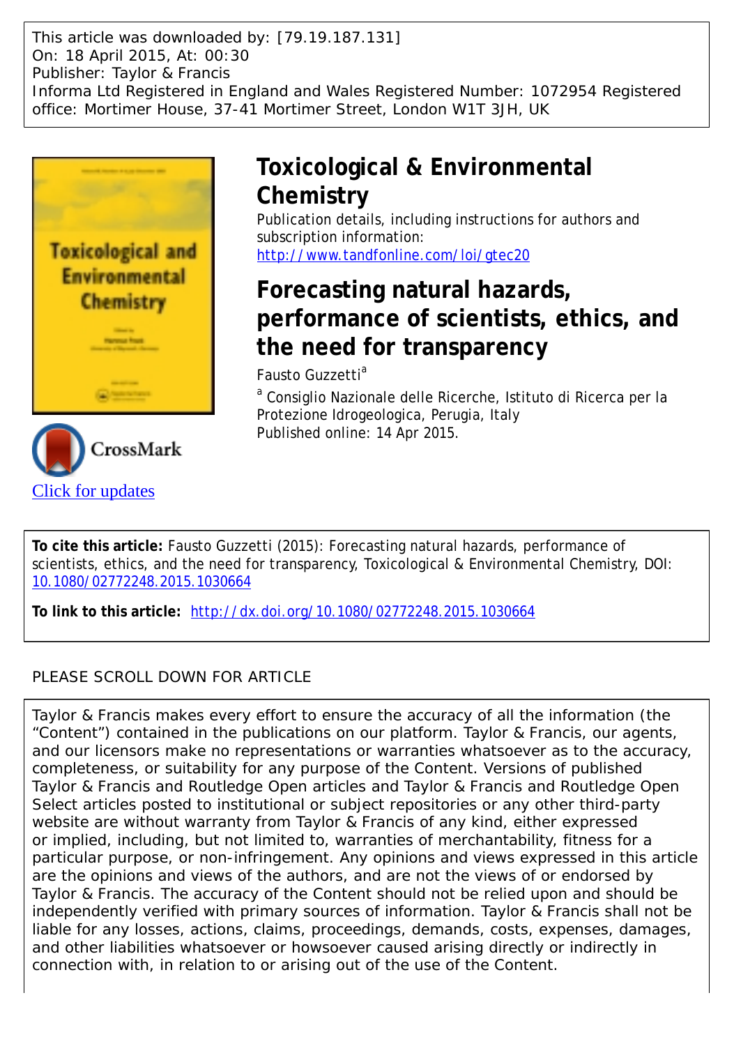This article was downloaded by: [79.19.187.131]
On: 18 April 2015, At: 00:30
Publisher: Taylor & Francis
Informa Ltd Registered in England and Wales Registered Number: 1072954 Registered office: Mortimer House, 37-41 Mortimer Street, London W1T 3JH, UK

# Toxicological & Environmental Chemistry

Publication details, including instructions for authors and subscription information:
http://www.tandfonline.com/loi/gtec20

# Forecasting natural hazards, performance of scientists, ethics, and the need for transparency

Fausto Guzzetti[a]

[a] Consiglio Nazionale delle Ricerche, Istituto di Ricerca per la Protezione Idrogeologica, Perugia, Italy

Published online: 14 Apr 2015.

Click for updates

**To cite this article:** Fausto Guzzetti (2015): Forecasting natural hazards, performance of scientists, ethics, and the need for transparency, Toxicological & Environmental Chemistry, DOI: 10.1080/02772248.2015.1030664

**To link to this article:** http://dx.doi.org/10.1080/02772248.2015.1030664

PLEASE SCROLL DOWN FOR ARTICLE

Taylor & Francis makes every effort to ensure the accuracy of all the information (the "Content") contained in the publications on our platform. Taylor & Francis, our agents, and our licensors make no representations or warranties whatsoever as to the accuracy, completeness, or suitability for any purpose of the Content. Versions of published Taylor & Francis and Routledge Open articles and Taylor & Francis and Routledge Open Select articles posted to institutional or subject repositories or any other third-party website are without warranty from Taylor & Francis of any kind, either expressed or implied, including, but not limited to, warranties of merchantability, fitness for a particular purpose, or non-infringement. Any opinions and views expressed in this article are the opinions and views of the authors, and are not the views of or endorsed by Taylor & Francis. The accuracy of the Content should not be relied upon and should be independently verified with primary sources of information. Taylor & Francis shall not be liable for any losses, actions, claims, proceedings, demands, costs, expenses, damages, and other liabilities whatsoever or howsoever caused arising directly or indirectly in connection with, in relation to or arising out of the use of the Content.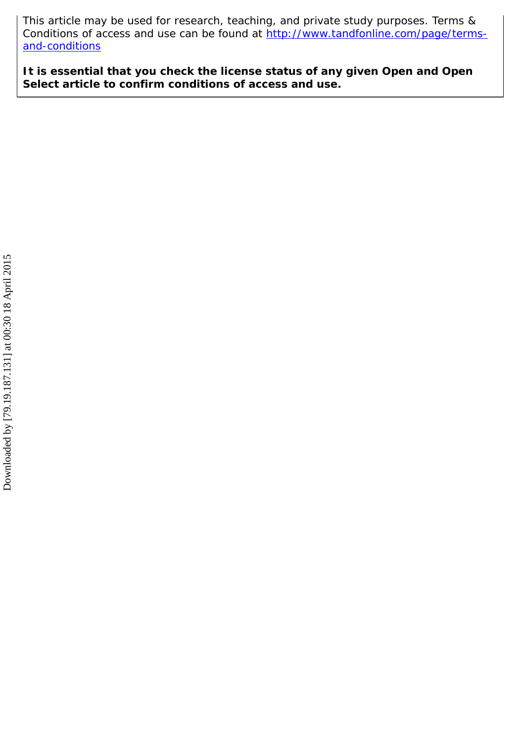This article may be used for research, teaching, and private study purposes. Terms & Conditions of access and use can be found at http://www.tandfonline.com/page/terms-and-conditions

**It is essential that you check the license status of any given Open and Open Select article to confirm conditions of access and use.**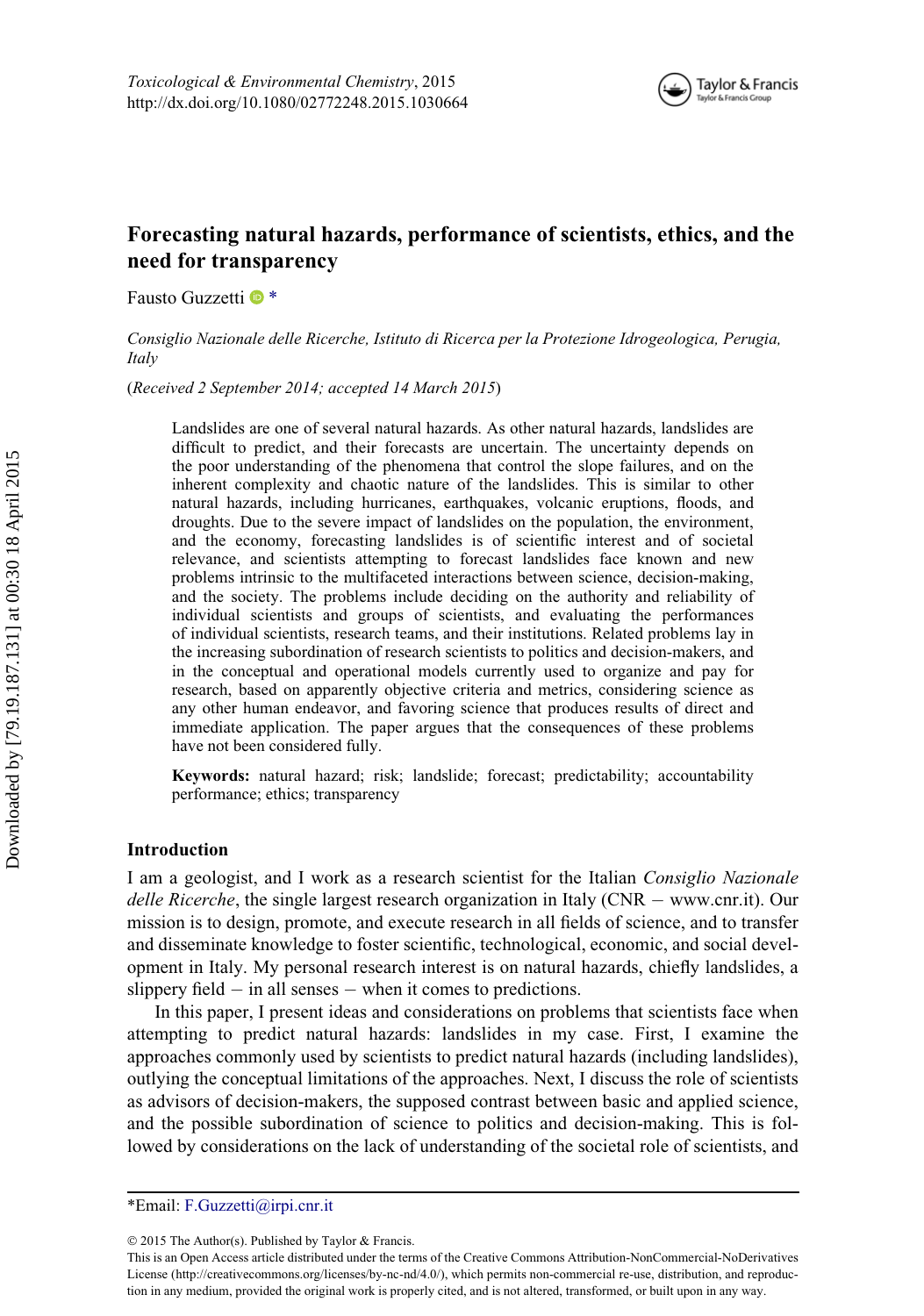# Forecasting natural hazards, performance of scientists, ethics, and the need for transparency

Fausto Guzzetti *

*Consiglio Nazionale delle Ricerche, Istituto di Ricerca per la Protezione Idrogeologica, Perugia, Italy*

(*Received 2 September 2014; accepted 14 March 2015*)

Landslides are one of several natural hazards. As other natural hazards, landslides are difficult to predict, and their forecasts are uncertain. The uncertainty depends on the poor understanding of the phenomena that control the slope failures, and on the inherent complexity and chaotic nature of the landslides. This is similar to other natural hazards, including hurricanes, earthquakes, volcanic eruptions, floods, and droughts. Due to the severe impact of landslides on the population, the environment, and the economy, forecasting landslides is of scientific interest and of societal relevance, and scientists attempting to forecast landslides face known and new problems intrinsic to the multifaceted interactions between science, decision-making, and the society. The problems include deciding on the authority and reliability of individual scientists and groups of scientists, and evaluating the performances of individual scientists, research teams, and their institutions. Related problems lay in the increasing subordination of research scientists to politics and decision-makers, and in the conceptual and operational models currently used to organize and pay for research, based on apparently objective criteria and metrics, considering science as any other human endeavor, and favoring science that produces results of direct and immediate application. The paper argues that the consequences of these problems have not been considered fully.

**Keywords:** natural hazard; risk; landslide; forecast; predictability; accountability performance; ethics; transparency

## Introduction

I am a geologist, and I work as a research scientist for the Italian *Consiglio Nazionale delle Ricerche*, the single largest research organization in Italy (CNR – www.cnr.it). Our mission is to design, promote, and execute research in all fields of science, and to transfer and disseminate knowledge to foster scientific, technological, economic, and social development in Italy. My personal research interest is on natural hazards, chiefly landslides, a slippery field – in all senses – when it comes to predictions.

In this paper, I present ideas and considerations on problems that scientists face when attempting to predict natural hazards: landslides in my case. First, I examine the approaches commonly used by scientists to predict natural hazards (including landslides), outlying the conceptual limitations of the approaches. Next, I discuss the role of scientists as advisors of decision-makers, the supposed contrast between basic and applied science, and the possible subordination of science to politics and decision-making. This is followed by considerations on the lack of understanding of the societal role of scientists, and

*Email: F.Guzzetti@irpi.cnr.it

© 2015 The Author(s). Published by Taylor & Francis.

This is an Open Access article distributed under the terms of the Creative Commons Attribution-NonCommercial-NoDerivatives License (http://creativecommons.org/licenses/by-nc-nd/4.0/), which permits non-commercial re-use, distribution, and reproduction in any medium, provided the original work is properly cited, and is not altered, transformed, or built upon in any way.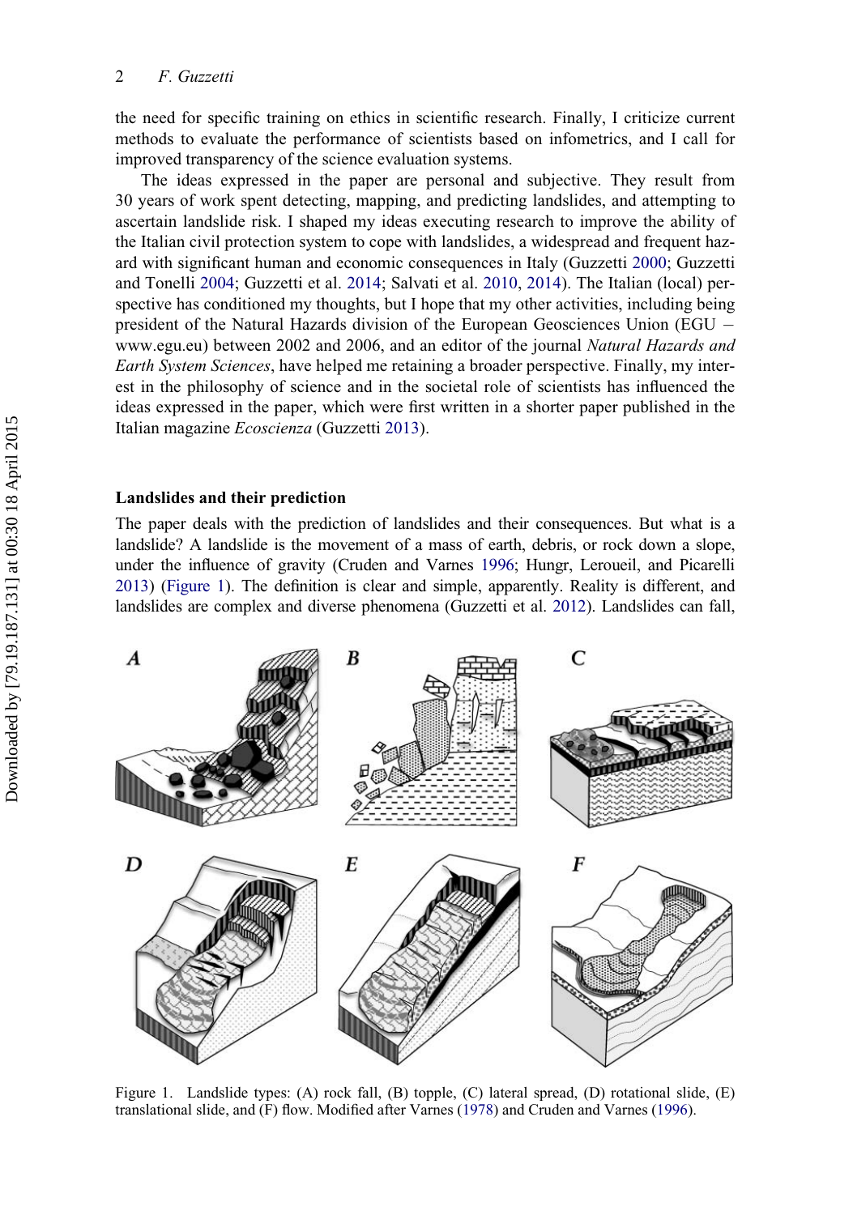the need for specific training on ethics in scientific research. Finally, I criticize current methods to evaluate the performance of scientists based on infometrics, and I call for improved transparency of the science evaluation systems.

The ideas expressed in the paper are personal and subjective. They result from 30 years of work spent detecting, mapping, and predicting landslides, and attempting to ascertain landslide risk. I shaped my ideas executing research to improve the ability of the Italian civil protection system to cope with landslides, a widespread and frequent hazard with significant human and economic consequences in Italy (Guzzetti 2000; Guzzetti and Tonelli 2004; Guzzetti et al. 2014; Salvati et al. 2010, 2014). The Italian (local) perspective has conditioned my thoughts, but I hope that my other activities, including being president of the Natural Hazards division of the European Geosciences Union (EGU – www.egu.eu) between 2002 and 2006, and an editor of the journal *Natural Hazards and Earth System Sciences*, have helped me retaining a broader perspective. Finally, my interest in the philosophy of science and in the societal role of scientists has influenced the ideas expressed in the paper, which were first written in a shorter paper published in the Italian magazine *Ecoscienza* (Guzzetti 2013).

## Landslides and their prediction

The paper deals with the prediction of landslides and their consequences. But what is a landslide? A landslide is the movement of a mass of earth, debris, or rock down a slope, under the influence of gravity (Cruden and Varnes 1996; Hungr, Leroueil, and Picarelli 2013) (Figure 1). The definition is clear and simple, apparently. Reality is different, and landslides are complex and diverse phenomena (Guzzetti et al. 2012). Landslides can fall,

Figure 1. Landslide types: (A) rock fall, (B) topple, (C) lateral spread, (D) rotational slide, (E) translational slide, and (F) flow. Modified after Varnes (1978) and Cruden and Varnes (1996).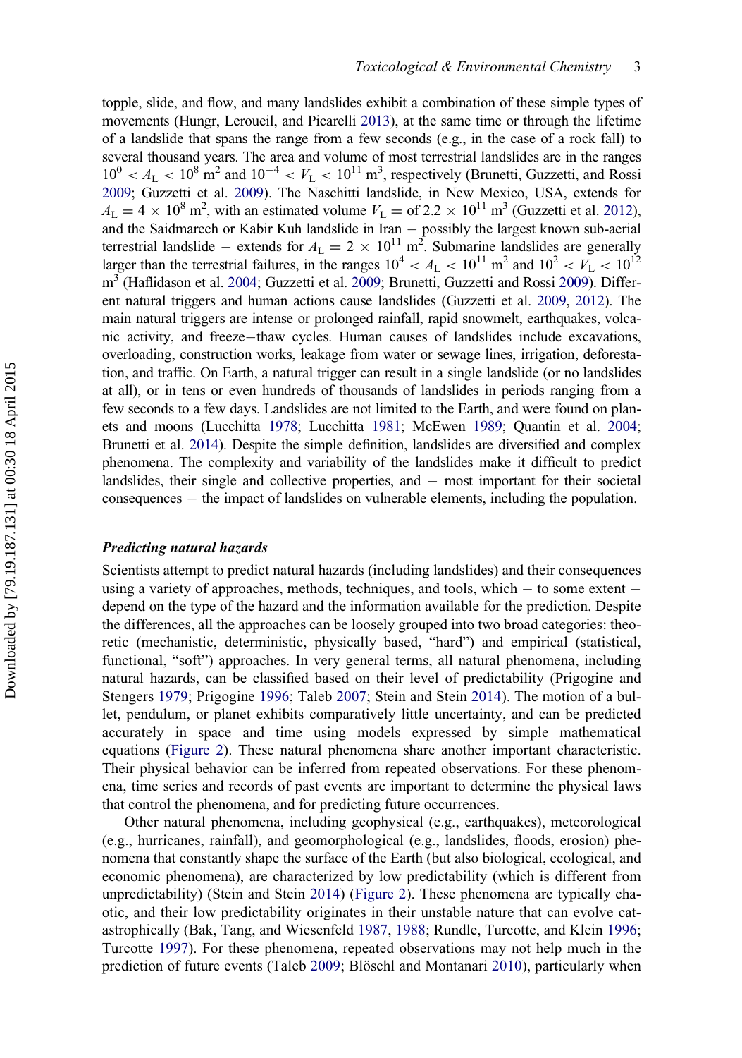topple, slide, and flow, and many landslides exhibit a combination of these simple types of movements (Hungr, Leroueil, and Picarelli 2013), at the same time or through the lifetime of a landslide that spans the range from a few seconds (e.g., in the case of a rock fall) to several thousand years. The area and volume of most terrestrial landslides are in the ranges $10^0 < A_L < 10^8$ m$^2$ and $10^{-4} < V_L < 10^{11}$ m$^3$, respectively (Brunetti, Guzzetti, and Rossi 2009; Guzzetti et al. 2009). The Naschitti landslide, in New Mexico, USA, extends for $A_L = 4 \times 10^8$ m$^2$, with an estimated volume $V_L$ = of $2.2 \times 10^{11}$ m$^3$ (Guzzetti et al. 2012), and the Saidmarech or Kabir Kuh landslide in Iran − possibly the largest known sub-aerial terrestrial landslide − extends for $A_L = 2 \times 10^{11}$ m$^2$. Submarine landslides are generally larger than the terrestrial failures, in the ranges $10^4 < A_L < 10^{11}$ m$^2$ and $10^2 < V_L < 10^{12}$ m$^3$ (Haflidason et al. 2004; Guzzetti et al. 2009; Brunetti, Guzzetti and Rossi 2009). Different natural triggers and human actions cause landslides (Guzzetti et al. 2009, 2012). The main natural triggers are intense or prolonged rainfall, rapid snowmelt, earthquakes, volcanic activity, and freeze−thaw cycles. Human causes of landslides include excavations, overloading, construction works, leakage from water or sewage lines, irrigation, deforestation, and traffic. On Earth, a natural trigger can result in a single landslide (or no landslides at all), or in tens or even hundreds of thousands of landslides in periods ranging from a few seconds to a few days. Landslides are not limited to the Earth, and were found on planets and moons (Lucchitta 1978; Lucchitta 1981; McEwen 1989; Quantin et al. 2004; Brunetti et al. 2014). Despite the simple definition, landslides are diversified and complex phenomena. The complexity and variability of the landslides make it difficult to predict landslides, their single and collective properties, and − most important for their societal consequences − the impact of landslides on vulnerable elements, including the population.

## Predicting natural hazards

Scientists attempt to predict natural hazards (including landslides) and their consequences using a variety of approaches, methods, techniques, and tools, which − to some extent − depend on the type of the hazard and the information available for the prediction. Despite the differences, all the approaches can be loosely grouped into two broad categories: theoretic (mechanistic, deterministic, physically based, "hard") and empirical (statistical, functional, "soft") approaches. In very general terms, all natural phenomena, including natural hazards, can be classified based on their level of predictability (Prigogine and Stengers 1979; Prigogine 1996; Taleb 2007; Stein and Stein 2014). The motion of a bullet, pendulum, or planet exhibits comparatively little uncertainty, and can be predicted accurately in space and time using models expressed by simple mathematical equations (Figure 2). These natural phenomena share another important characteristic. Their physical behavior can be inferred from repeated observations. For these phenomena, time series and records of past events are important to determine the physical laws that control the phenomena, and for predicting future occurrences.

Other natural phenomena, including geophysical (e.g., earthquakes), meteorological (e.g., hurricanes, rainfall), and geomorphological (e.g., landslides, floods, erosion) phenomena that constantly shape the surface of the Earth (but also biological, ecological, and economic phenomena), are characterized by low predictability (which is different from unpredictability) (Stein and Stein 2014) (Figure 2). These phenomena are typically chaotic, and their low predictability originates in their unstable nature that can evolve catastrophically (Bak, Tang, and Wiesenfeld 1987, 1988; Rundle, Turcotte, and Klein 1996; Turcotte 1997). For these phenomena, repeated observations may not help much in the prediction of future events (Taleb 2009; Blöschl and Montanari 2010), particularly when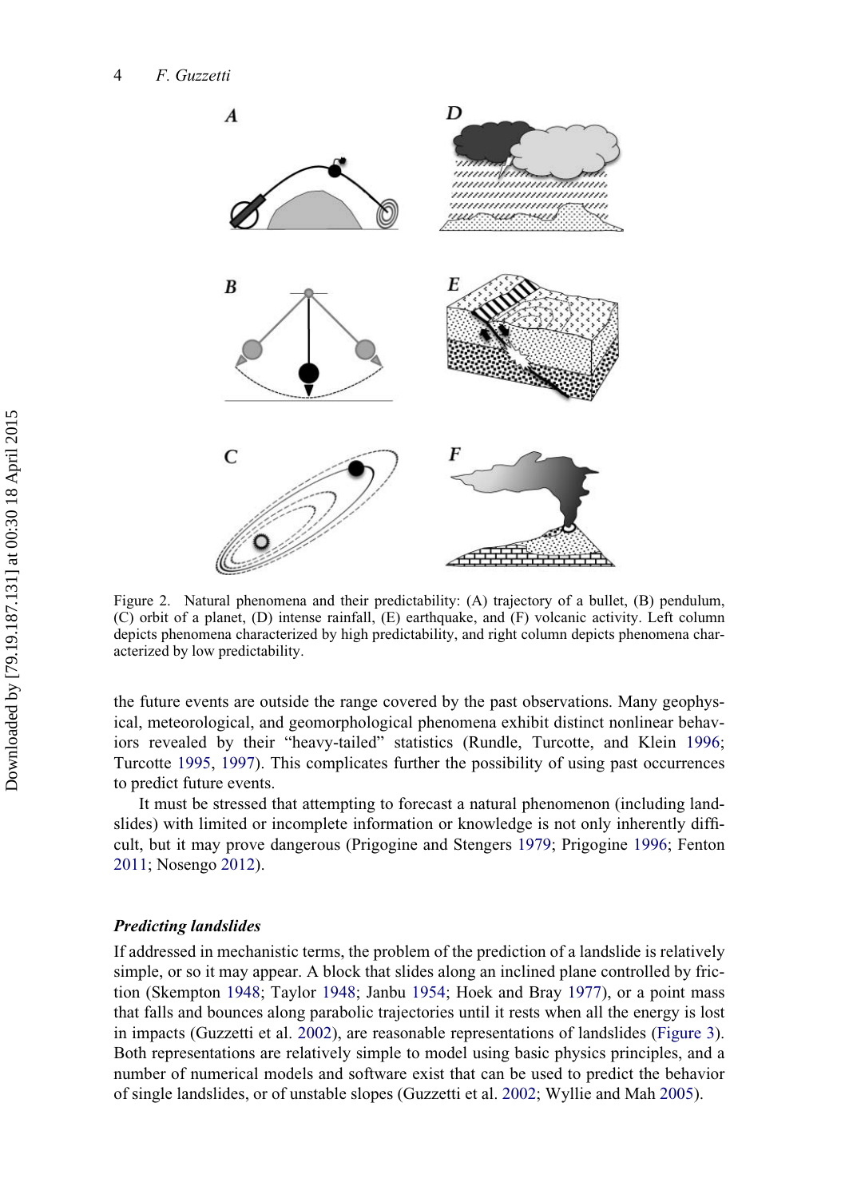Figure 2. Natural phenomena and their predictability: (A) trajectory of a bullet, (B) pendulum, (C) orbit of a planet, (D) intense rainfall, (E) earthquake, and (F) volcanic activity. Left column depicts phenomena characterized by high predictability, and right column depicts phenomena characterized by low predictability.

the future events are outside the range covered by the past observations. Many geophysical, meteorological, and geomorphological phenomena exhibit distinct nonlinear behaviors revealed by their "heavy-tailed" statistics (Rundle, Turcotte, and Klein 1996; Turcotte 1995, 1997). This complicates further the possibility of using past occurrences to predict future events.

It must be stressed that attempting to forecast a natural phenomenon (including landslides) with limited or incomplete information or knowledge is not only inherently difficult, but it may prove dangerous (Prigogine and Stengers 1979; Prigogine 1996; Fenton 2011; Nosengo 2012).

### *Predicting landslides*

If addressed in mechanistic terms, the problem of the prediction of a landslide is relatively simple, or so it may appear. A block that slides along an inclined plane controlled by friction (Skempton 1948; Taylor 1948; Janbu 1954; Hoek and Bray 1977), or a point mass that falls and bounces along parabolic trajectories until it rests when all the energy is lost in impacts (Guzzetti et al. 2002), are reasonable representations of landslides (Figure 3). Both representations are relatively simple to model using basic physics principles, and a number of numerical models and software exist that can be used to predict the behavior of single landslides, or of unstable slopes (Guzzetti et al. 2002; Wyllie and Mah 2005).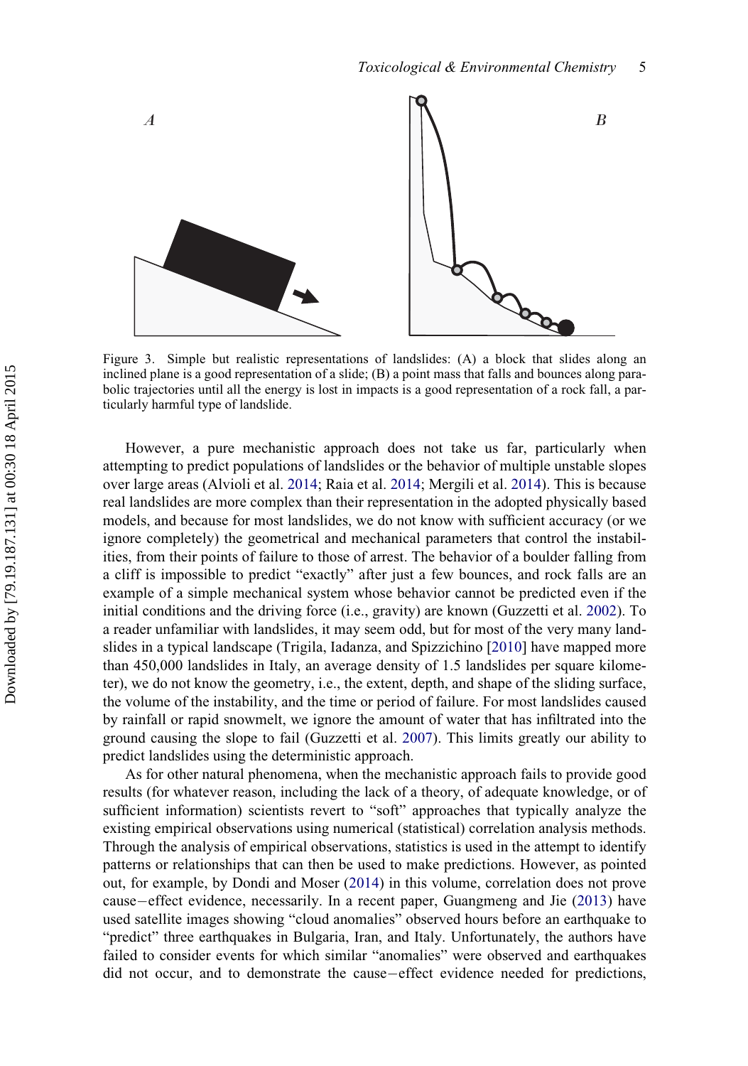Figure 3. Simple but realistic representations of landslides: (A) a block that slides along an inclined plane is a good representation of a slide; (B) a point mass that falls and bounces along parabolic trajectories until all the energy is lost in impacts is a good representation of a rock fall, a particularly harmful type of landslide.

However, a pure mechanistic approach does not take us far, particularly when attempting to predict populations of landslides or the behavior of multiple unstable slopes over large areas (Alvioli et al. 2014; Raia et al. 2014; Mergili et al. 2014). This is because real landslides are more complex than their representation in the adopted physically based models, and because for most landslides, we do not know with sufficient accuracy (or we ignore completely) the geometrical and mechanical parameters that control the instabilities, from their points of failure to those of arrest. The behavior of a boulder falling from a cliff is impossible to predict "exactly" after just a few bounces, and rock falls are an example of a simple mechanical system whose behavior cannot be predicted even if the initial conditions and the driving force (i.e., gravity) are known (Guzzetti et al. 2002). To a reader unfamiliar with landslides, it may seem odd, but for most of the very many landslides in a typical landscape (Trigila, Iadanza, and Spizzichino [2010] have mapped more than 450,000 landslides in Italy, an average density of 1.5 landslides per square kilometer), we do not know the geometry, i.e., the extent, depth, and shape of the sliding surface, the volume of the instability, and the time or period of failure. For most landslides caused by rainfall or rapid snowmelt, we ignore the amount of water that has infiltrated into the ground causing the slope to fail (Guzzetti et al. 2007). This limits greatly our ability to predict landslides using the deterministic approach.

As for other natural phenomena, when the mechanistic approach fails to provide good results (for whatever reason, including the lack of a theory, of adequate knowledge, or of sufficient information) scientists revert to "soft" approaches that typically analyze the existing empirical observations using numerical (statistical) correlation analysis methods. Through the analysis of empirical observations, statistics is used in the attempt to identify patterns or relationships that can then be used to make predictions. However, as pointed out, for example, by Dondi and Moser (2014) in this volume, correlation does not prove cause–effect evidence, necessarily. In a recent paper, Guangmeng and Jie (2013) have used satellite images showing "cloud anomalies" observed hours before an earthquake to "predict" three earthquakes in Bulgaria, Iran, and Italy. Unfortunately, the authors have failed to consider events for which similar "anomalies" were observed and earthquakes did not occur, and to demonstrate the cause–effect evidence needed for predictions,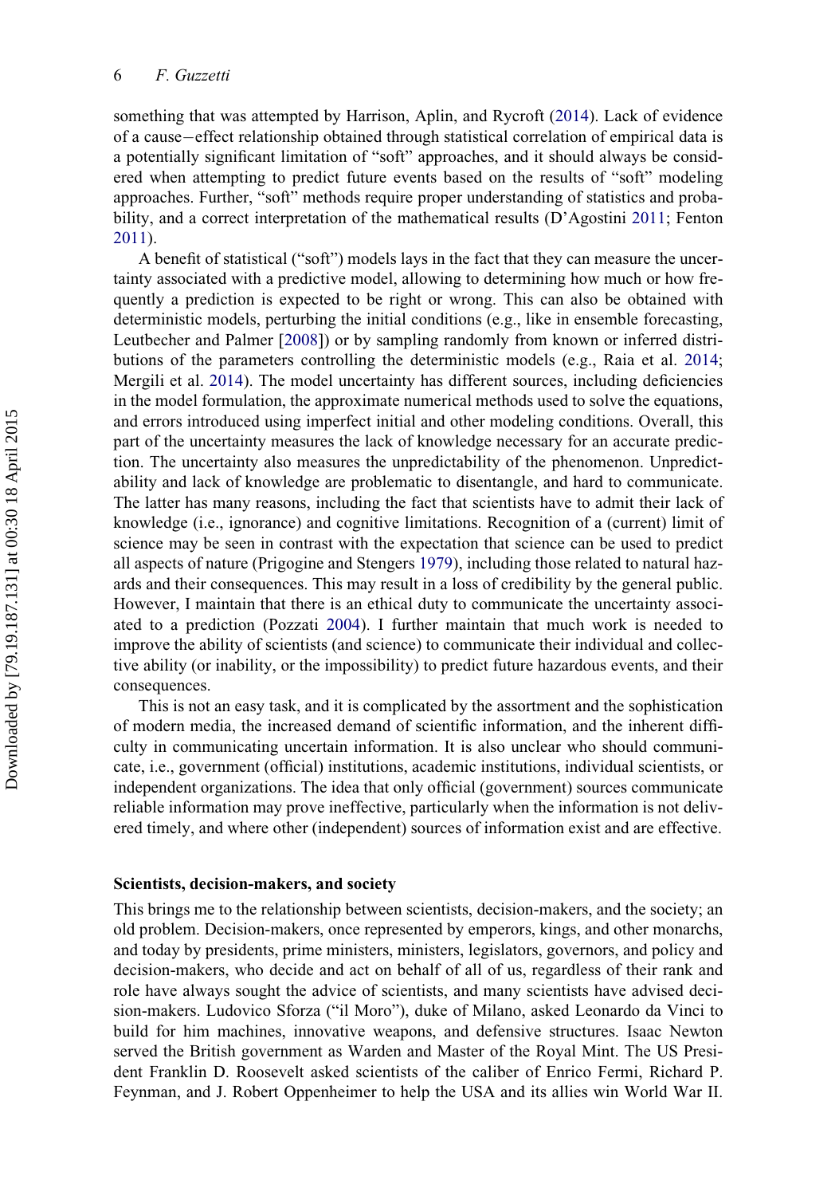something that was attempted by Harrison, Aplin, and Rycroft (2014). Lack of evidence of a cause−effect relationship obtained through statistical correlation of empirical data is a potentially significant limitation of "soft" approaches, and it should always be considered when attempting to predict future events based on the results of "soft" modeling approaches. Further, "soft" methods require proper understanding of statistics and probability, and a correct interpretation of the mathematical results (D'Agostini 2011; Fenton 2011).

A benefit of statistical ("soft") models lays in the fact that they can measure the uncertainty associated with a predictive model, allowing to determining how much or how frequently a prediction is expected to be right or wrong. This can also be obtained with deterministic models, perturbing the initial conditions (e.g., like in ensemble forecasting, Leutbecher and Palmer [2008]) or by sampling randomly from known or inferred distributions of the parameters controlling the deterministic models (e.g., Raia et al. 2014; Mergili et al. 2014). The model uncertainty has different sources, including deficiencies in the model formulation, the approximate numerical methods used to solve the equations, and errors introduced using imperfect initial and other modeling conditions. Overall, this part of the uncertainty measures the lack of knowledge necessary for an accurate prediction. The uncertainty also measures the unpredictability of the phenomenon. Unpredictability and lack of knowledge are problematic to disentangle, and hard to communicate. The latter has many reasons, including the fact that scientists have to admit their lack of knowledge (i.e., ignorance) and cognitive limitations. Recognition of a (current) limit of science may be seen in contrast with the expectation that science can be used to predict all aspects of nature (Prigogine and Stengers 1979), including those related to natural hazards and their consequences. This may result in a loss of credibility by the general public. However, I maintain that there is an ethical duty to communicate the uncertainty associated to a prediction (Pozzati 2004). I further maintain that much work is needed to improve the ability of scientists (and science) to communicate their individual and collective ability (or inability, or the impossibility) to predict future hazardous events, and their consequences.

This is not an easy task, and it is complicated by the assortment and the sophistication of modern media, the increased demand of scientific information, and the inherent difficulty in communicating uncertain information. It is also unclear who should communicate, i.e., government (official) institutions, academic institutions, individual scientists, or independent organizations. The idea that only official (government) sources communicate reliable information may prove ineffective, particularly when the information is not delivered timely, and where other (independent) sources of information exist and are effective.

## Scientists, decision-makers, and society

This brings me to the relationship between scientists, decision-makers, and the society; an old problem. Decision-makers, once represented by emperors, kings, and other monarchs, and today by presidents, prime ministers, ministers, legislators, governors, and policy and decision-makers, who decide and act on behalf of all of us, regardless of their rank and role have always sought the advice of scientists, and many scientists have advised decision-makers. Ludovico Sforza ("il Moro"), duke of Milano, asked Leonardo da Vinci to build for him machines, innovative weapons, and defensive structures. Isaac Newton served the British government as Warden and Master of the Royal Mint. The US President Franklin D. Roosevelt asked scientists of the caliber of Enrico Fermi, Richard P. Feynman, and J. Robert Oppenheimer to help the USA and its allies win World War II.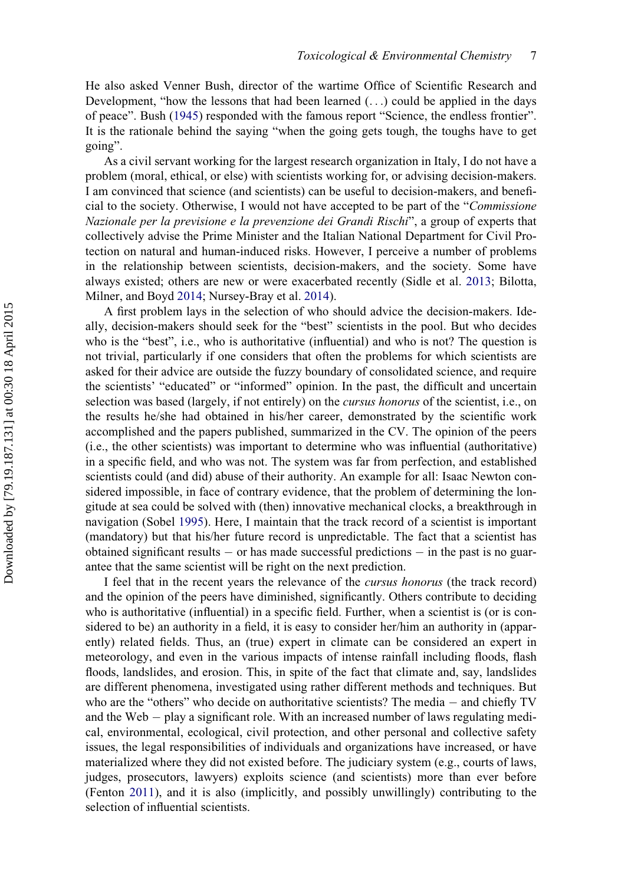He also asked Venner Bush, director of the wartime Office of Scientific Research and Development, "how the lessons that had been learned (. . .) could be applied in the days of peace". Bush (1945) responded with the famous report "Science, the endless frontier". It is the rationale behind the saying "when the going gets tough, the toughs have to get going".

As a civil servant working for the largest research organization in Italy, I do not have a problem (moral, ethical, or else) with scientists working for, or advising decision-makers. I am convinced that science (and scientists) can be useful to decision-makers, and beneficial to the society. Otherwise, I would not have accepted to be part of the "*Commissione Nazionale per la previsione e la prevenzione dei Grandi Rischi*", a group of experts that collectively advise the Prime Minister and the Italian National Department for Civil Protection on natural and human-induced risks. However, I perceive a number of problems in the relationship between scientists, decision-makers, and the society. Some have always existed; others are new or were exacerbated recently (Sidle et al. 2013; Bilotta, Milner, and Boyd 2014; Nursey-Bray et al. 2014).

A first problem lays in the selection of who should advice the decision-makers. Ideally, decision-makers should seek for the "best" scientists in the pool. But who decides who is the "best", i.e., who is authoritative (influential) and who is not? The question is not trivial, particularly if one considers that often the problems for which scientists are asked for their advice are outside the fuzzy boundary of consolidated science, and require the scientists' "educated" or "informed" opinion. In the past, the difficult and uncertain selection was based (largely, if not entirely) on the *cursus honorus* of the scientist, i.e., on the results he/she had obtained in his/her career, demonstrated by the scientific work accomplished and the papers published, summarized in the CV. The opinion of the peers (i.e., the other scientists) was important to determine who was influential (authoritative) in a specific field, and who was not. The system was far from perfection, and established scientists could (and did) abuse of their authority. An example for all: Isaac Newton considered impossible, in face of contrary evidence, that the problem of determining the longitude at sea could be solved with (then) innovative mechanical clocks, a breakthrough in navigation (Sobel 1995). Here, I maintain that the track record of a scientist is important (mandatory) but that his/her future record is unpredictable. The fact that a scientist has obtained significant results – or has made successful predictions – in the past is no guarantee that the same scientist will be right on the next prediction.

I feel that in the recent years the relevance of the *cursus honorus* (the track record) and the opinion of the peers have diminished, significantly. Others contribute to deciding who is authoritative (influential) in a specific field. Further, when a scientist is (or is considered to be) an authority in a field, it is easy to consider her/him an authority in (apparently) related fields. Thus, an (true) expert in climate can be considered an expert in meteorology, and even in the various impacts of intense rainfall including floods, flash floods, landslides, and erosion. This, in spite of the fact that climate and, say, landslides are different phenomena, investigated using rather different methods and techniques. But who are the "others" who decide on authoritative scientists? The media – and chiefly TV and the Web – play a significant role. With an increased number of laws regulating medical, environmental, ecological, civil protection, and other personal and collective safety issues, the legal responsibilities of individuals and organizations have increased, or have materialized where they did not existed before. The judiciary system (e.g., courts of laws, judges, prosecutors, lawyers) exploits science (and scientists) more than ever before (Fenton 2011), and it is also (implicitly, and possibly unwillingly) contributing to the selection of influential scientists.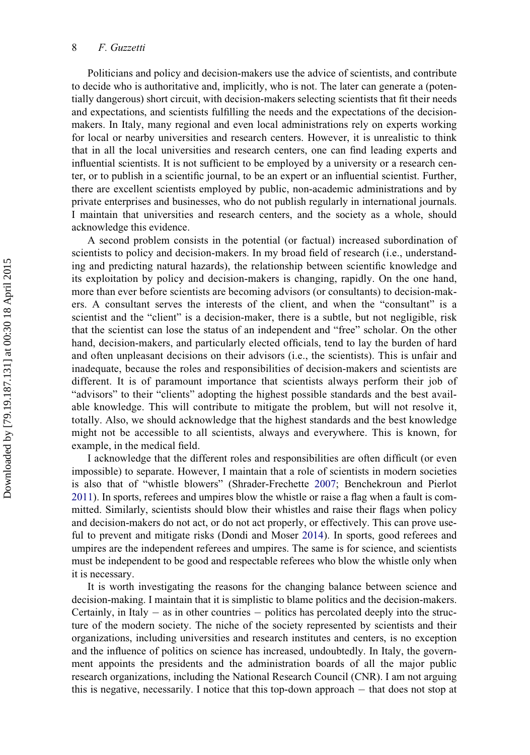Politicians and policy and decision-makers use the advice of scientists, and contribute to decide who is authoritative and, implicitly, who is not. The later can generate a (potentially dangerous) short circuit, with decision-makers selecting scientists that fit their needs and expectations, and scientists fulfilling the needs and the expectations of the decision-makers. In Italy, many regional and even local administrations rely on experts working for local or nearby universities and research centers. However, it is unrealistic to think that in all the local universities and research centers, one can find leading experts and influential scientists. It is not sufficient to be employed by a university or a research center, or to publish in a scientific journal, to be an expert or an influential scientist. Further, there are excellent scientists employed by public, non-academic administrations and by private enterprises and businesses, who do not publish regularly in international journals. I maintain that universities and research centers, and the society as a whole, should acknowledge this evidence.

A second problem consists in the potential (or factual) increased subordination of scientists to policy and decision-makers. In my broad field of research (i.e., understanding and predicting natural hazards), the relationship between scientific knowledge and its exploitation by policy and decision-makers is changing, rapidly. On the one hand, more than ever before scientists are becoming advisors (or consultants) to decision-makers. A consultant serves the interests of the client, and when the "consultant" is a scientist and the "client" is a decision-maker, there is a subtle, but not negligible, risk that the scientist can lose the status of an independent and "free" scholar. On the other hand, decision-makers, and particularly elected officials, tend to lay the burden of hard and often unpleasant decisions on their advisors (i.e., the scientists). This is unfair and inadequate, because the roles and responsibilities of decision-makers and scientists are different. It is of paramount importance that scientists always perform their job of "advisors" to their "clients" adopting the highest possible standards and the best available knowledge. This will contribute to mitigate the problem, but will not resolve it, totally. Also, we should acknowledge that the highest standards and the best knowledge might not be accessible to all scientists, always and everywhere. This is known, for example, in the medical field.

I acknowledge that the different roles and responsibilities are often difficult (or even impossible) to separate. However, I maintain that a role of scientists in modern societies is also that of "whistle blowers" (Shrader-Frechette 2007; Benchekroun and Pierlot 2011). In sports, referees and umpires blow the whistle or raise a flag when a fault is committed. Similarly, scientists should blow their whistles and raise their flags when policy and decision-makers do not act, or do not act properly, or effectively. This can prove useful to prevent and mitigate risks (Dondi and Moser 2014). In sports, good referees and umpires are the independent referees and umpires. The same is for science, and scientists must be independent to be good and respectable referees who blow the whistle only when it is necessary.

It is worth investigating the reasons for the changing balance between science and decision-making. I maintain that it is simplistic to blame politics and the decision-makers. Certainly, in Italy − as in other countries − politics has percolated deeply into the structure of the modern society. The niche of the society represented by scientists and their organizations, including universities and research institutes and centers, is no exception and the influence of politics on science has increased, undoubtedly. In Italy, the government appoints the presidents and the administration boards of all the major public research organizations, including the National Research Council (CNR). I am not arguing this is negative, necessarily. I notice that this top-down approach − that does not stop at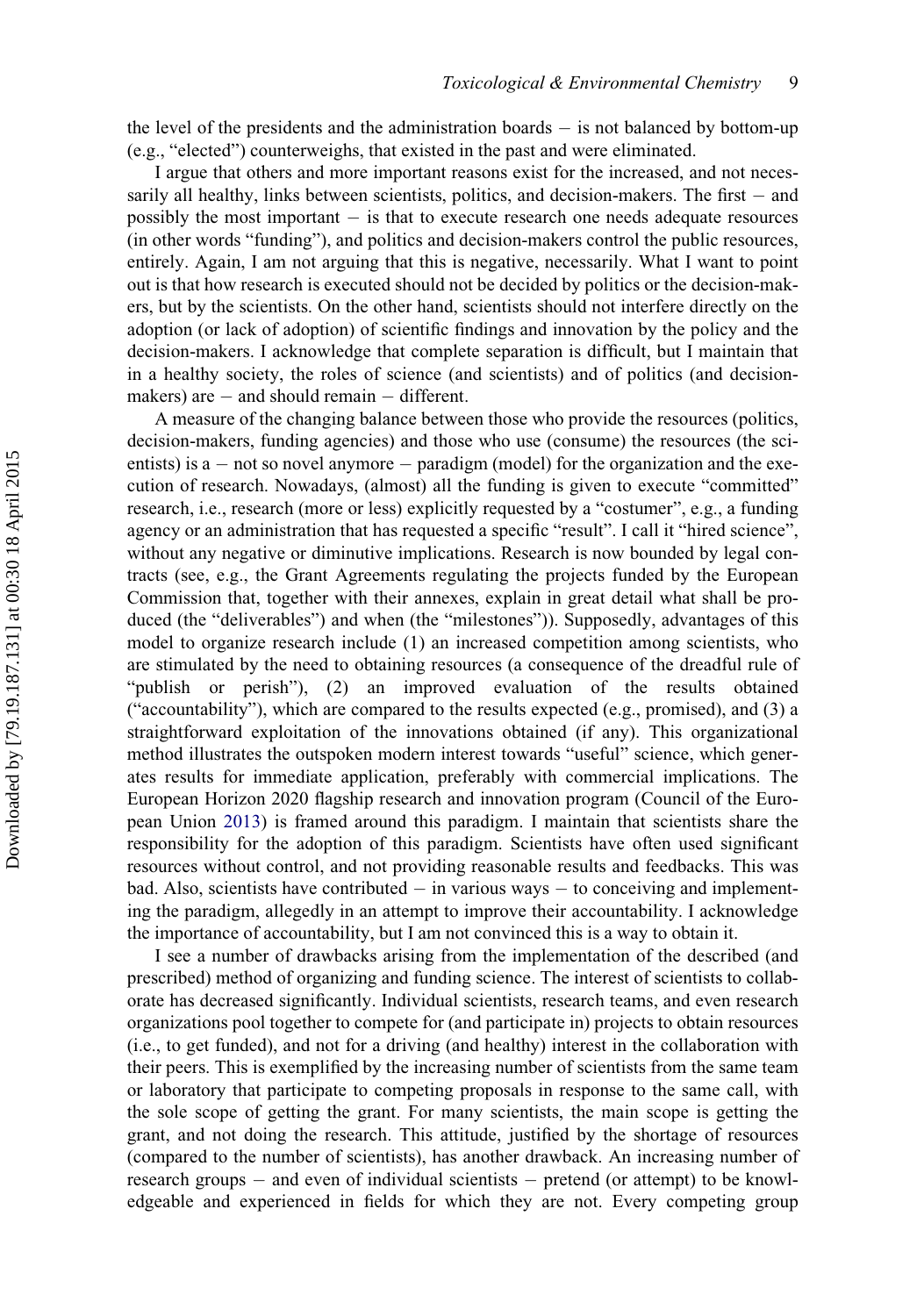the level of the presidents and the administration boards − is not balanced by bottom-up (e.g., "elected") counterweighs, that existed in the past and were eliminated.

I argue that others and more important reasons exist for the increased, and not necessarily all healthy, links between scientists, politics, and decision-makers. The first − and possibly the most important − is that to execute research one needs adequate resources (in other words "funding"), and politics and decision-makers control the public resources, entirely. Again, I am not arguing that this is negative, necessarily. What I want to point out is that how research is executed should not be decided by politics or the decision-makers, but by the scientists. On the other hand, scientists should not interfere directly on the adoption (or lack of adoption) of scientific findings and innovation by the policy and the decision-makers. I acknowledge that complete separation is difficult, but I maintain that in a healthy society, the roles of science (and scientists) and of politics (and decision-makers) are − and should remain − different.

A measure of the changing balance between those who provide the resources (politics, decision-makers, funding agencies) and those who use (consume) the resources (the scientists) is a − not so novel anymore − paradigm (model) for the organization and the execution of research. Nowadays, (almost) all the funding is given to execute "committed" research, i.e., research (more or less) explicitly requested by a "costumer", e.g., a funding agency or an administration that has requested a specific "result". I call it "hired science", without any negative or diminutive implications. Research is now bounded by legal contracts (see, e.g., the Grant Agreements regulating the projects funded by the European Commission that, together with their annexes, explain in great detail what shall be produced (the "deliverables") and when (the "milestones")). Supposedly, advantages of this model to organize research include (1) an increased competition among scientists, who are stimulated by the need to obtaining resources (a consequence of the dreadful rule of "publish or perish"), (2) an improved evaluation of the results obtained ("accountability"), which are compared to the results expected (e.g., promised), and (3) a straightforward exploitation of the innovations obtained (if any). This organizational method illustrates the outspoken modern interest towards "useful" science, which generates results for immediate application, preferably with commercial implications. The European Horizon 2020 flagship research and innovation program (Council of the European Union 2013) is framed around this paradigm. I maintain that scientists share the responsibility for the adoption of this paradigm. Scientists have often used significant resources without control, and not providing reasonable results and feedbacks. This was bad. Also, scientists have contributed − in various ways − to conceiving and implementing the paradigm, allegedly in an attempt to improve their accountability. I acknowledge the importance of accountability, but I am not convinced this is a way to obtain it.

I see a number of drawbacks arising from the implementation of the described (and prescribed) method of organizing and funding science. The interest of scientists to collaborate has decreased significantly. Individual scientists, research teams, and even research organizations pool together to compete for (and participate in) projects to obtain resources (i.e., to get funded), and not for a driving (and healthy) interest in the collaboration with their peers. This is exemplified by the increasing number of scientists from the same team or laboratory that participate to competing proposals in response to the same call, with the sole scope of getting the grant. For many scientists, the main scope is getting the grant, and not doing the research. This attitude, justified by the shortage of resources (compared to the number of scientists), has another drawback. An increasing number of research groups − and even of individual scientists − pretend (or attempt) to be knowledgeable and experienced in fields for which they are not. Every competing group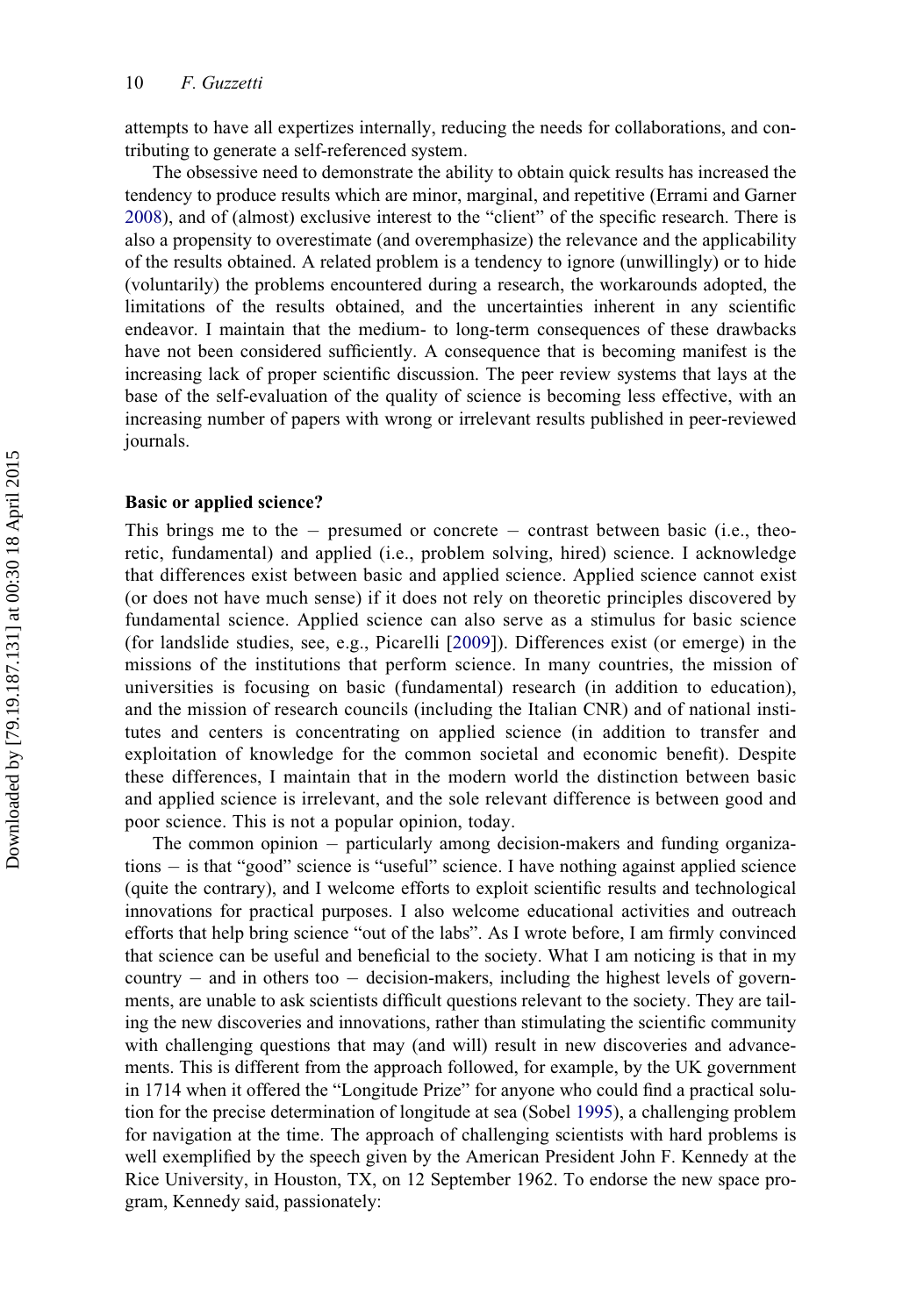attempts to have all expertizes internally, reducing the needs for collaborations, and contributing to generate a self-referenced system.

The obsessive need to demonstrate the ability to obtain quick results has increased the tendency to produce results which are minor, marginal, and repetitive (Errami and Garner 2008), and of (almost) exclusive interest to the "client" of the specific research. There is also a propensity to overestimate (and overemphasize) the relevance and the applicability of the results obtained. A related problem is a tendency to ignore (unwillingly) or to hide (voluntarily) the problems encountered during a research, the workarounds adopted, the limitations of the results obtained, and the uncertainties inherent in any scientific endeavor. I maintain that the medium- to long-term consequences of these drawbacks have not been considered sufficiently. A consequence that is becoming manifest is the increasing lack of proper scientific discussion. The peer review systems that lays at the base of the self-evaluation of the quality of science is becoming less effective, with an increasing number of papers with wrong or irrelevant results published in peer-reviewed journals.

## Basic or applied science?

This brings me to the – presumed or concrete – contrast between basic (i.e., theoretic, fundamental) and applied (i.e., problem solving, hired) science. I acknowledge that differences exist between basic and applied science. Applied science cannot exist (or does not have much sense) if it does not rely on theoretic principles discovered by fundamental science. Applied science can also serve as a stimulus for basic science (for landslide studies, see, e.g., Picarelli [2009]). Differences exist (or emerge) in the missions of the institutions that perform science. In many countries, the mission of universities is focusing on basic (fundamental) research (in addition to education), and the mission of research councils (including the Italian CNR) and of national institutes and centers is concentrating on applied science (in addition to transfer and exploitation of knowledge for the common societal and economic benefit). Despite these differences, I maintain that in the modern world the distinction between basic and applied science is irrelevant, and the sole relevant difference is between good and poor science. This is not a popular opinion, today.

The common opinion – particularly among decision-makers and funding organizations – is that "good" science is "useful" science. I have nothing against applied science (quite the contrary), and I welcome efforts to exploit scientific results and technological innovations for practical purposes. I also welcome educational activities and outreach efforts that help bring science "out of the labs". As I wrote before, I am firmly convinced that science can be useful and beneficial to the society. What I am noticing is that in my country – and in others too – decision-makers, including the highest levels of governments, are unable to ask scientists difficult questions relevant to the society. They are tailing the new discoveries and innovations, rather than stimulating the scientific community with challenging questions that may (and will) result in new discoveries and advancements. This is different from the approach followed, for example, by the UK government in 1714 when it offered the "Longitude Prize" for anyone who could find a practical solution for the precise determination of longitude at sea (Sobel 1995), a challenging problem for navigation at the time. The approach of challenging scientists with hard problems is well exemplified by the speech given by the American President John F. Kennedy at the Rice University, in Houston, TX, on 12 September 1962. To endorse the new space program, Kennedy said, passionately: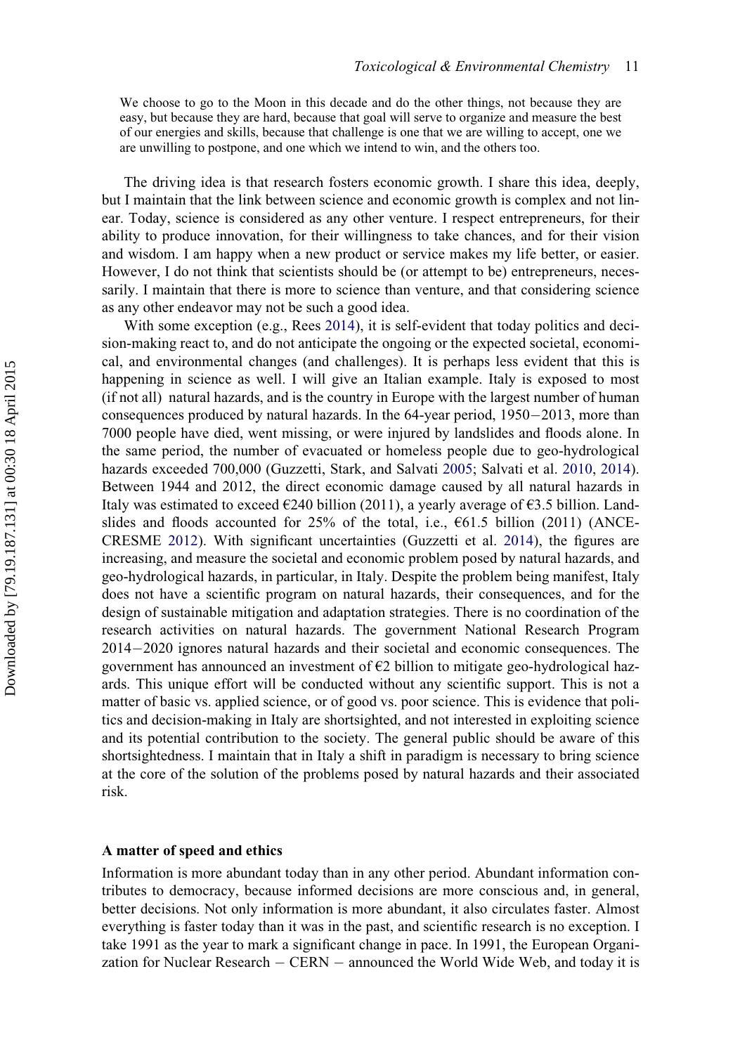> We choose to go to the Moon in this decade and do the other things, not because they are easy, but because they are hard, because that goal will serve to organize and measure the best of our energies and skills, because that challenge is one that we are willing to accept, one we are unwilling to postpone, and one which we intend to win, and the others too.

The driving idea is that research fosters economic growth. I share this idea, deeply, but I maintain that the link between science and economic growth is complex and not linear. Today, science is considered as any other venture. I respect entrepreneurs, for their ability to produce innovation, for their willingness to take chances, and for their vision and wisdom. I am happy when a new product or service makes my life better, or easier. However, I do not think that scientists should be (or attempt to be) entrepreneurs, necessarily. I maintain that there is more to science than venture, and that considering science as any other endeavor may not be such a good idea.

With some exception (e.g., Rees 2014), it is self-evident that today politics and decision-making react to, and do not anticipate the ongoing or the expected societal, economical, and environmental changes (and challenges). It is perhaps less evident that this is happening in science as well. I will give an Italian example. Italy is exposed to most (if not all) natural hazards, and is the country in Europe with the largest number of human consequences produced by natural hazards. In the 64-year period, 1950−2013, more than 7000 people have died, went missing, or were injured by landslides and floods alone. In the same period, the number of evacuated or homeless people due to geo-hydrological hazards exceeded 700,000 (Guzzetti, Stark, and Salvati 2005; Salvati et al. 2010, 2014). Between 1944 and 2012, the direct economic damage caused by all natural hazards in Italy was estimated to exceed €240 billion (2011), a yearly average of €3.5 billion. Landslides and floods accounted for 25% of the total, i.e., €61.5 billion (2011) (ANCE-CRESME 2012). With significant uncertainties (Guzzetti et al. 2014), the figures are increasing, and measure the societal and economic problem posed by natural hazards, and geo-hydrological hazards, in particular, in Italy. Despite the problem being manifest, Italy does not have a scientific program on natural hazards, their consequences, and for the design of sustainable mitigation and adaptation strategies. There is no coordination of the research activities on natural hazards. The government National Research Program 2014−2020 ignores natural hazards and their societal and economic consequences. The government has announced an investment of €2 billion to mitigate geo-hydrological hazards. This unique effort will be conducted without any scientific support. This is not a matter of basic vs. applied science, or of good vs. poor science. This is evidence that politics and decision-making in Italy are shortsighted, and not interested in exploiting science and its potential contribution to the society. The general public should be aware of this shortsightedness. I maintain that in Italy a shift in paradigm is necessary to bring science at the core of the solution of the problems posed by natural hazards and their associated risk.

## A matter of speed and ethics

Information is more abundant today than in any other period. Abundant information contributes to democracy, because informed decisions are more conscious and, in general, better decisions. Not only information is more abundant, it also circulates faster. Almost everything is faster today than it was in the past, and scientific research is no exception. I take 1991 as the year to mark a significant change in pace. In 1991, the European Organization for Nuclear Research − CERN − announced the World Wide Web, and today it is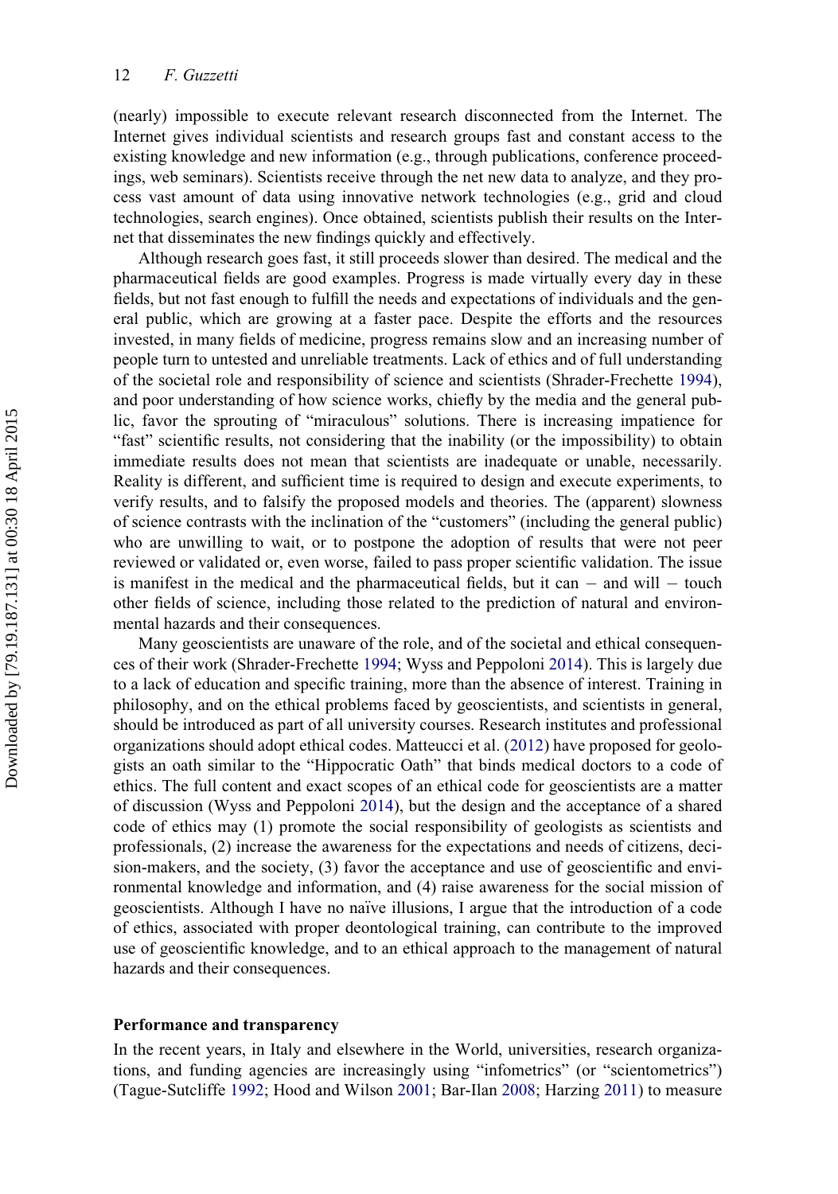(nearly) impossible to execute relevant research disconnected from the Internet. The Internet gives individual scientists and research groups fast and constant access to the existing knowledge and new information (e.g., through publications, conference proceedings, web seminars). Scientists receive through the net new data to analyze, and they process vast amount of data using innovative network technologies (e.g., grid and cloud technologies, search engines). Once obtained, scientists publish their results on the Internet that disseminates the new findings quickly and effectively.

Although research goes fast, it still proceeds slower than desired. The medical and the pharmaceutical fields are good examples. Progress is made virtually every day in these fields, but not fast enough to fulfill the needs and expectations of individuals and the general public, which are growing at a faster pace. Despite the efforts and the resources invested, in many fields of medicine, progress remains slow and an increasing number of people turn to untested and unreliable treatments. Lack of ethics and of full understanding of the societal role and responsibility of science and scientists (Shrader-Frechette 1994), and poor understanding of how science works, chiefly by the media and the general public, favor the sprouting of "miraculous" solutions. There is increasing impatience for "fast" scientific results, not considering that the inability (or the impossibility) to obtain immediate results does not mean that scientists are inadequate or unable, necessarily. Reality is different, and sufficient time is required to design and execute experiments, to verify results, and to falsify the proposed models and theories. The (apparent) slowness of science contrasts with the inclination of the "customers" (including the general public) who are unwilling to wait, or to postpone the adoption of results that were not peer reviewed or validated or, even worse, failed to pass proper scientific validation. The issue is manifest in the medical and the pharmaceutical fields, but it can – and will – touch other fields of science, including those related to the prediction of natural and environmental hazards and their consequences.

Many geoscientists are unaware of the role, and of the societal and ethical consequences of their work (Shrader-Frechette 1994; Wyss and Peppoloni 2014). This is largely due to a lack of education and specific training, more than the absence of interest. Training in philosophy, and on the ethical problems faced by geoscientists, and scientists in general, should be introduced as part of all university courses. Research institutes and professional organizations should adopt ethical codes. Matteucci et al. (2012) have proposed for geologists an oath similar to the "Hippocratic Oath" that binds medical doctors to a code of ethics. The full content and exact scopes of an ethical code for geoscientists are a matter of discussion (Wyss and Peppoloni 2014), but the design and the acceptance of a shared code of ethics may (1) promote the social responsibility of geologists as scientists and professionals, (2) increase the awareness for the expectations and needs of citizens, decision-makers, and the society, (3) favor the acceptance and use of geoscientific and environmental knowledge and information, and (4) raise awareness for the social mission of geoscientists. Although I have no naïve illusions, I argue that the introduction of a code of ethics, associated with proper deontological training, can contribute to the improved use of geoscientific knowledge, and to an ethical approach to the management of natural hazards and their consequences.

## Performance and transparency

In the recent years, in Italy and elsewhere in the World, universities, research organizations, and funding agencies are increasingly using "infometrics" (or "scientometrics") (Tague-Sutcliffe 1992; Hood and Wilson 2001; Bar-Ilan 2008; Harzing 2011) to measure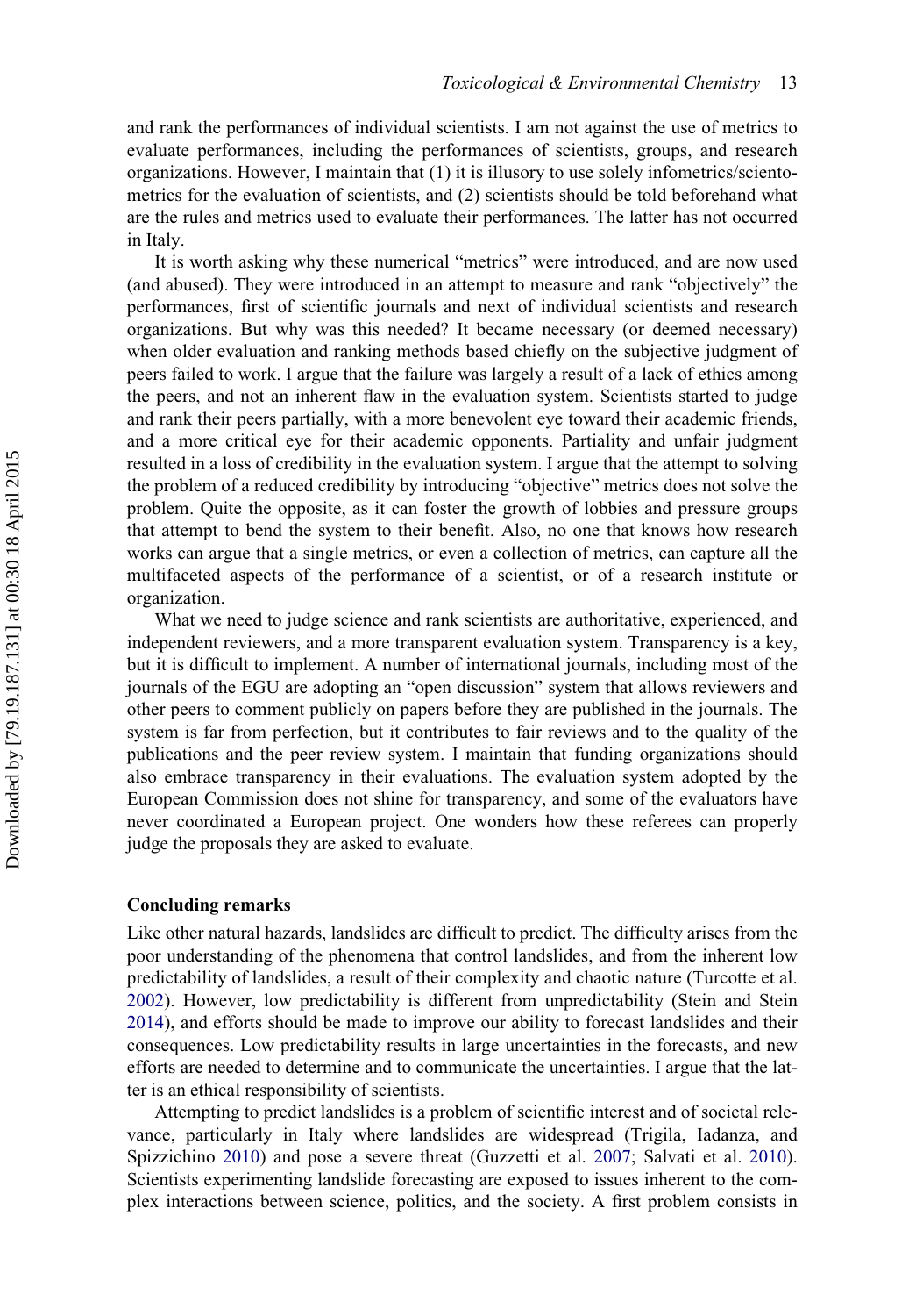and rank the performances of individual scientists. I am not against the use of metrics to evaluate performances, including the performances of scientists, groups, and research organizations. However, I maintain that (1) it is illusory to use solely infometrics/scientometrics for the evaluation of scientists, and (2) scientists should be told beforehand what are the rules and metrics used to evaluate their performances. The latter has not occurred in Italy.

It is worth asking why these numerical "metrics" were introduced, and are now used (and abused). They were introduced in an attempt to measure and rank "objectively" the performances, first of scientific journals and next of individual scientists and research organizations. But why was this needed? It became necessary (or deemed necessary) when older evaluation and ranking methods based chiefly on the subjective judgment of peers failed to work. I argue that the failure was largely a result of a lack of ethics among the peers, and not an inherent flaw in the evaluation system. Scientists started to judge and rank their peers partially, with a more benevolent eye toward their academic friends, and a more critical eye for their academic opponents. Partiality and unfair judgment resulted in a loss of credibility in the evaluation system. I argue that the attempt to solving the problem of a reduced credibility by introducing "objective" metrics does not solve the problem. Quite the opposite, as it can foster the growth of lobbies and pressure groups that attempt to bend the system to their benefit. Also, no one that knows how research works can argue that a single metrics, or even a collection of metrics, can capture all the multifaceted aspects of the performance of a scientist, or of a research institute or organization.

What we need to judge science and rank scientists are authoritative, experienced, and independent reviewers, and a more transparent evaluation system. Transparency is a key, but it is difficult to implement. A number of international journals, including most of the journals of the EGU are adopting an "open discussion" system that allows reviewers and other peers to comment publicly on papers before they are published in the journals. The system is far from perfection, but it contributes to fair reviews and to the quality of the publications and the peer review system. I maintain that funding organizations should also embrace transparency in their evaluations. The evaluation system adopted by the European Commission does not shine for transparency, and some of the evaluators have never coordinated a European project. One wonders how these referees can properly judge the proposals they are asked to evaluate.

## Concluding remarks

Like other natural hazards, landslides are difficult to predict. The difficulty arises from the poor understanding of the phenomena that control landslides, and from the inherent low predictability of landslides, a result of their complexity and chaotic nature (Turcotte et al. 2002). However, low predictability is different from unpredictability (Stein and Stein 2014), and efforts should be made to improve our ability to forecast landslides and their consequences. Low predictability results in large uncertainties in the forecasts, and new efforts are needed to determine and to communicate the uncertainties. I argue that the latter is an ethical responsibility of scientists.

Attempting to predict landslides is a problem of scientific interest and of societal relevance, particularly in Italy where landslides are widespread (Trigila, Iadanza, and Spizzichino 2010) and pose a severe threat (Guzzetti et al. 2007; Salvati et al. 2010). Scientists experimenting landslide forecasting are exposed to issues inherent to the complex interactions between science, politics, and the society. A first problem consists in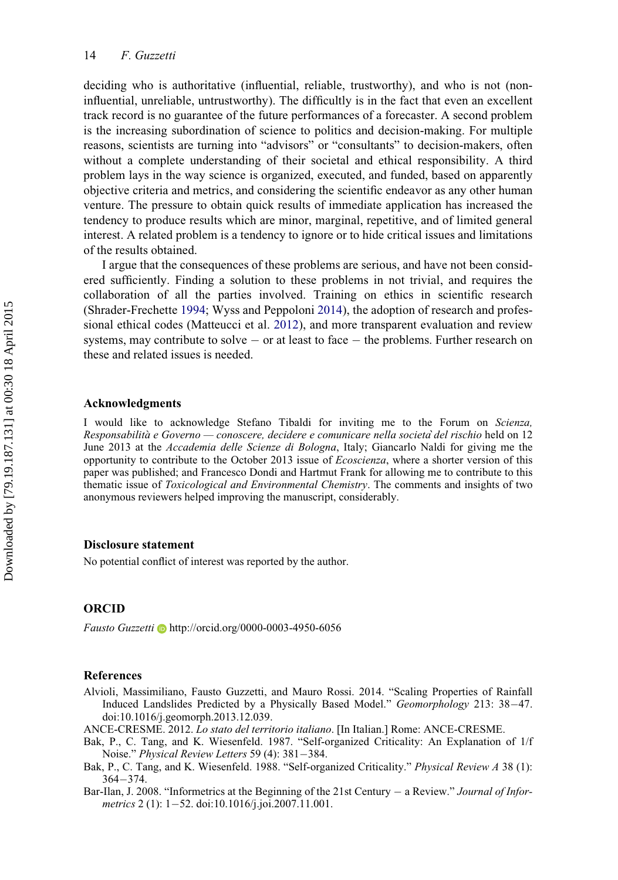deciding who is authoritative (influential, reliable, trustworthy), and who is not (non-influential, unreliable, untrustworthy). The difficultly is in the fact that even an excellent track record is no guarantee of the future performances of a forecaster. A second problem is the increasing subordination of science to politics and decision-making. For multiple reasons, scientists are turning into "advisors" or "consultants" to decision-makers, often without a complete understanding of their societal and ethical responsibility. A third problem lays in the way science is organized, executed, and funded, based on apparently objective criteria and metrics, and considering the scientific endeavor as any other human venture. The pressure to obtain quick results of immediate application has increased the tendency to produce results which are minor, marginal, repetitive, and of limited general interest. A related problem is a tendency to ignore or to hide critical issues and limitations of the results obtained.

I argue that the consequences of these problems are serious, and have not been considered sufficiently. Finding a solution to these problems in not trivial, and requires the collaboration of all the parties involved. Training on ethics in scientific research (Shrader-Frechette 1994; Wyss and Peppoloni 2014), the adoption of research and professional ethical codes (Matteucci et al. 2012), and more transparent evaluation and review systems, may contribute to solve – or at least to face – the problems. Further research on these and related issues is needed.

## Acknowledgments

I would like to acknowledge Stefano Tibaldi for inviting me to the Forum on *Scienza, Responsabilità e Governo — conoscere, decidere e comunicare nella società del rischio* held on 12 June 2013 at the *Accademia delle Scienze di Bologna*, Italy; Giancarlo Naldi for giving me the opportunity to contribute to the October 2013 issue of *Ecoscienza*, where a shorter version of this paper was published; and Francesco Dondi and Hartmut Frank for allowing me to contribute to this thematic issue of *Toxicological and Environmental Chemistry*. The comments and insights of two anonymous reviewers helped improving the manuscript, considerably.

## Disclosure statement

No potential conflict of interest was reported by the author.

## ORCID

*Fausto Guzzetti* http://orcid.org/0000-0003-4950-6056

## References

Alvioli, Massimiliano, Fausto Guzzetti, and Mauro Rossi. 2014. "Scaling Properties of Rainfall Induced Landslides Predicted by a Physically Based Model." *Geomorphology* 213: 38–47. doi:10.1016/j.geomorph.2013.12.039.

ANCE-CRESME. 2012. *Lo stato del territorio italiano*. [In Italian.] Rome: ANCE-CRESME.

Bak, P., C. Tang, and K. Wiesenfeld. 1987. "Self-organized Criticality: An Explanation of 1/f Noise." *Physical Review Letters* 59 (4): 381–384.

Bak, P., C. Tang, and K. Wiesenfeld. 1988. "Self-organized Criticality." *Physical Review A* 38 (1): 364–374.

Bar-Ilan, J. 2008. "Informetrics at the Beginning of the 21st Century – a Review." *Journal of Informetrics* 2 (1): 1–52. doi:10.1016/j.joi.2007.11.001.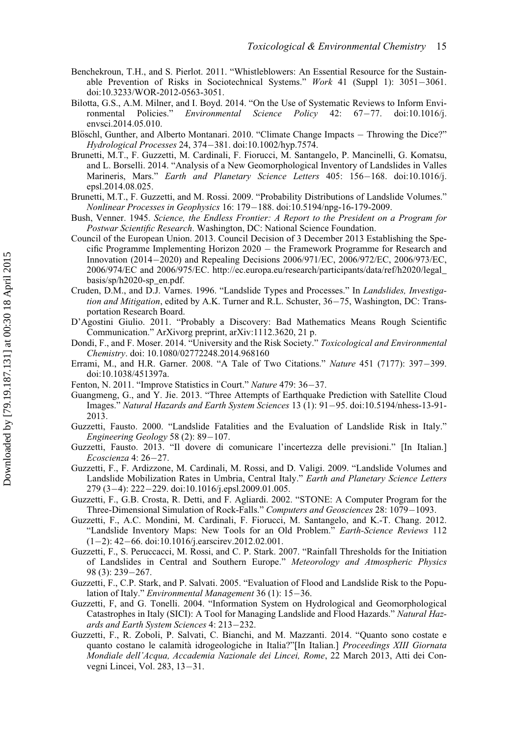Benchekroun, T.H., and S. Pierlot. 2011. "Whistleblowers: An Essential Resource for the Sustainable Prevention of Risks in Sociotechnical Systems." *Work* 41 (Suppl 1): 3051−3061. doi:10.3233/WOR-2012-0563-3051.

Bilotta, G.S., A.M. Milner, and I. Boyd. 2014. "On the Use of Systematic Reviews to Inform Environmental Policies." *Environmental Science Policy* 42: 67−77. doi:10.1016/j.envsci.2014.05.010.

Blöschl, Gunther, and Alberto Montanari. 2010. "Climate Change Impacts − Throwing the Dice?" *Hydrological Processes* 24, 374−381. doi:10.1002/hyp.7574.

Brunetti, M.T., F. Guzzetti, M. Cardinali, F. Fiorucci, M. Santangelo, P. Mancinelli, G. Komatsu, and L. Borselli. 2014. "Analysis of a New Geomorphological Inventory of Landslides in Valles Marineris, Mars." *Earth and Planetary Science Letters* 405: 156−168. doi:10.1016/j.epsl.2014.08.025.

Brunetti, M.T., F. Guzzetti, and M. Rossi. 2009. "Probability Distributions of Landslide Volumes." *Nonlinear Processes in Geophysics* 16: 179−188. doi:10.5194/npg-16-179-2009.

Bush, Venner. 1945. *Science, the Endless Frontier: A Report to the President on a Program for Postwar Scientific Research*. Washington, DC: National Science Foundation.

Council of the European Union. 2013. Council Decision of 3 December 2013 Establishing the Specific Programme Implementing Horizon 2020 − the Framework Programme for Research and Innovation (2014−2020) and Repealing Decisions 2006/971/EC, 2006/972/EC, 2006/973/EC, 2006/974/EC and 2006/975/EC. http://ec.europa.eu/research/participants/data/ref/h2020/legal_basis/sp/h2020-sp_en.pdf.

Cruden, D.M., and D.J. Varnes. 1996. "Landslide Types and Processes." In *Landslides, Investigation and Mitigation*, edited by A.K. Turner and R.L. Schuster, 36−75, Washington, DC: Transportation Research Board.

D'Agostini Giulio. 2011. "Probably a Discovery: Bad Mathematics Means Rough Scientific Communication." ArXivorg preprint, arXiv:1112.3620, 21 p.

Dondi, F., and F. Moser. 2014. "University and the Risk Society." *Toxicological and Environmental Chemistry*. doi: 10.1080/02772248.2014.968160

Errami, M., and H.R. Garner. 2008. "A Tale of Two Citations." *Nature* 451 (7177): 397−399. doi:10.1038/451397a.

Fenton, N. 2011. "Improve Statistics in Court." *Nature* 479: 36−37.

Guangmeng, G., and Y. Jie. 2013. "Three Attempts of Earthquake Prediction with Satellite Cloud Images." *Natural Hazards and Earth System Sciences* 13 (1): 91−95. doi:10.5194/nhess-13-91-2013.

Guzzetti, Fausto. 2000. "Landslide Fatalities and the Evaluation of Landslide Risk in Italy." *Engineering Geology* 58 (2): 89−107.

Guzzetti, Fausto. 2013. "Il dovere di comunicare l'incertezza delle previsioni." [In Italian.] *Ecoscienza* 4: 26−27.

Guzzetti, F., F. Ardizzone, M. Cardinali, M. Rossi, and D. Valigi. 2009. "Landslide Volumes and Landslide Mobilization Rates in Umbria, Central Italy." *Earth and Planetary Science Letters* 279 (3−4): 222−229. doi:10.1016/j.epsl.2009.01.005.

Guzzetti, F., G.B. Crosta, R. Detti, and F. Agliardi. 2002. "STONE: A Computer Program for the Three-Dimensional Simulation of Rock-Falls." *Computers and Geosciences* 28: 1079−1093.

Guzzetti, F., A.C. Mondini, M. Cardinali, F. Fiorucci, M. Santangelo, and K.-T. Chang. 2012. "Landslide Inventory Maps: New Tools for an Old Problem." *Earth-Science Reviews* 112 (1−2): 42−66. doi:10.1016/j.earscirev.2012.02.001.

Guzzetti, F., S. Peruccacci, M. Rossi, and C. P. Stark. 2007. "Rainfall Thresholds for the Initiation of Landslides in Central and Southern Europe." *Meteorology and Atmospheric Physics* 98 (3): 239−267.

Guzzetti, F., C.P. Stark, and P. Salvati. 2005. "Evaluation of Flood and Landslide Risk to the Population of Italy." *Environmental Management* 36 (1): 15−36.

Guzzetti, F, and G. Tonelli. 2004. "Information System on Hydrological and Geomorphological Catastrophes in Italy (SICI): A Tool for Managing Landslide and Flood Hazards." *Natural Hazards and Earth System Sciences* 4: 213−232.

Guzzetti, F., R. Zoboli, P. Salvati, C. Bianchi, and M. Mazzanti. 2014. "Quanto sono costate e quanto costano le calamità idrogeologiche in Italia?"[In Italian.] *Proceedings XIII Giornata Mondiale dell'Acqua, Accademia Nazionale dei Lincei, Rome*, 22 March 2013, Atti dei Convegni Lincei, Vol. 283, 13−31.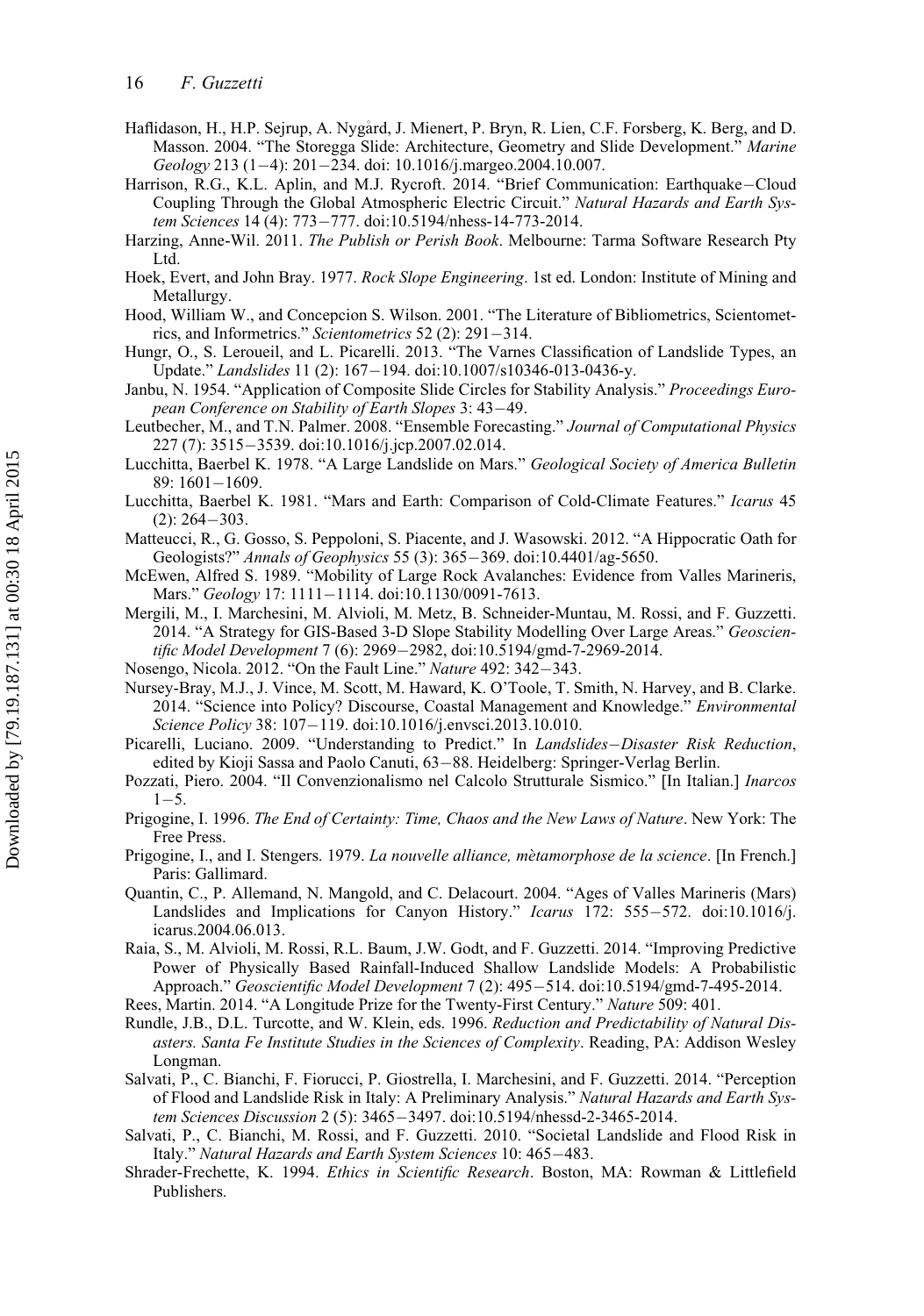Haflidason, H., H.P. Sejrup, A. Nygård, J. Mienert, P. Bryn, R. Lien, C.F. Forsberg, K. Berg, and D. Masson. 2004. "The Storegga Slide: Architecture, Geometry and Slide Development." *Marine Geology* 213 (1−4): 201−234. doi: 10.1016/j.margeo.2004.10.007.

Harrison, R.G., K.L. Aplin, and M.J. Rycroft. 2014. "Brief Communication: Earthquake−Cloud Coupling Through the Global Atmospheric Electric Circuit." *Natural Hazards and Earth System Sciences* 14 (4): 773−777. doi:10.5194/nhess-14-773-2014.

Harzing, Anne-Wil. 2011. *The Publish or Perish Book*. Melbourne: Tarma Software Research Pty Ltd.

Hoek, Evert, and John Bray. 1977. *Rock Slope Engineering*. 1st ed. London: Institute of Mining and Metallurgy.

Hood, William W., and Concepcion S. Wilson. 2001. "The Literature of Bibliometrics, Scientometrics, and Informetrics." *Scientometrics* 52 (2): 291−314.

Hungr, O., S. Leroueil, and L. Picarelli. 2013. "The Varnes Classification of Landslide Types, an Update." *Landslides* 11 (2): 167−194. doi:10.1007/s10346-013-0436-y.

Janbu, N. 1954. "Application of Composite Slide Circles for Stability Analysis." *Proceedings European Conference on Stability of Earth Slopes* 3: 43−49.

Leutbecher, M., and T.N. Palmer. 2008. "Ensemble Forecasting." *Journal of Computational Physics* 227 (7): 3515−3539. doi:10.1016/j.jcp.2007.02.014.

Lucchitta, Baerbel K. 1978. "A Large Landslide on Mars." *Geological Society of America Bulletin* 89: 1601−1609.

Lucchitta, Baerbel K. 1981. "Mars and Earth: Comparison of Cold-Climate Features." *Icarus* 45 (2): 264−303.

Matteucci, R., G. Gosso, S. Peppoloni, S. Piacente, and J. Wasowski. 2012. "A Hippocratic Oath for Geologists?" *Annals of Geophysics* 55 (3): 365−369. doi:10.4401/ag-5650.

McEwen, Alfred S. 1989. "Mobility of Large Rock Avalanches: Evidence from Valles Marineris, Mars." *Geology* 17: 1111−1114. doi:10.1130/0091-7613.

Mergili, M., I. Marchesini, M. Alvioli, M. Metz, B. Schneider-Muntau, M. Rossi, and F. Guzzetti. 2014. "A Strategy for GIS-Based 3-D Slope Stability Modelling Over Large Areas." *Geoscientific Model Development* 7 (6): 2969−2982, doi:10.5194/gmd-7-2969-2014.

Nosengo, Nicola. 2012. "On the Fault Line." *Nature* 492: 342−343.

Nursey-Bray, M.J., J. Vince, M. Scott, M. Haward, K. O'Toole, T. Smith, N. Harvey, and B. Clarke. 2014. "Science into Policy? Discourse, Coastal Management and Knowledge." *Environmental Science Policy* 38: 107−119. doi:10.1016/j.envsci.2013.10.010.

Picarelli, Luciano. 2009. "Understanding to Predict." In *Landslides−Disaster Risk Reduction*, edited by Kioji Sassa and Paolo Canuti, 63−88. Heidelberg: Springer-Verlag Berlin.

Pozzati, Piero. 2004. "Il Convenzionalismo nel Calcolo Strutturale Sismico." [In Italian.] *Inarcos* 1−5.

Prigogine, I. 1996. *The End of Certainty: Time, Chaos and the New Laws of Nature*. New York: The Free Press.

Prigogine, I., and I. Stengers. 1979. *La nouvelle alliance, mètamorphose de la science*. [In French.] Paris: Gallimard.

Quantin, C., P. Allemand, N. Mangold, and C. Delacourt. 2004. "Ages of Valles Marineris (Mars) Landslides and Implications for Canyon History." *Icarus* 172: 555−572. doi:10.1016/j.icarus.2004.06.013.

Raia, S., M. Alvioli, M. Rossi, R.L. Baum, J.W. Godt, and F. Guzzetti. 2014. "Improving Predictive Power of Physically Based Rainfall-Induced Shallow Landslide Models: A Probabilistic Approach." *Geoscientific Model Development* 7 (2): 495−514. doi:10.5194/gmd-7-495-2014.

Rees, Martin. 2014. "A Longitude Prize for the Twenty-First Century." *Nature* 509: 401.

Rundle, J.B., D.L. Turcotte, and W. Klein, eds. 1996. *Reduction and Predictability of Natural Disasters. Santa Fe Institute Studies in the Sciences of Complexity*. Reading, PA: Addison Wesley Longman.

Salvati, P., C. Bianchi, F. Fiorucci, P. Giostrella, I. Marchesini, and F. Guzzetti. 2014. "Perception of Flood and Landslide Risk in Italy: A Preliminary Analysis." *Natural Hazards and Earth System Sciences Discussion* 2 (5): 3465−3497. doi:10.5194/nhessd-2-3465-2014.

Salvati, P., C. Bianchi, M. Rossi, and F. Guzzetti. 2010. "Societal Landslide and Flood Risk in Italy." *Natural Hazards and Earth System Sciences* 10: 465−483.

Shrader-Frechette, K. 1994. *Ethics in Scientific Research*. Boston, MA: Rowman & Littlefield Publishers.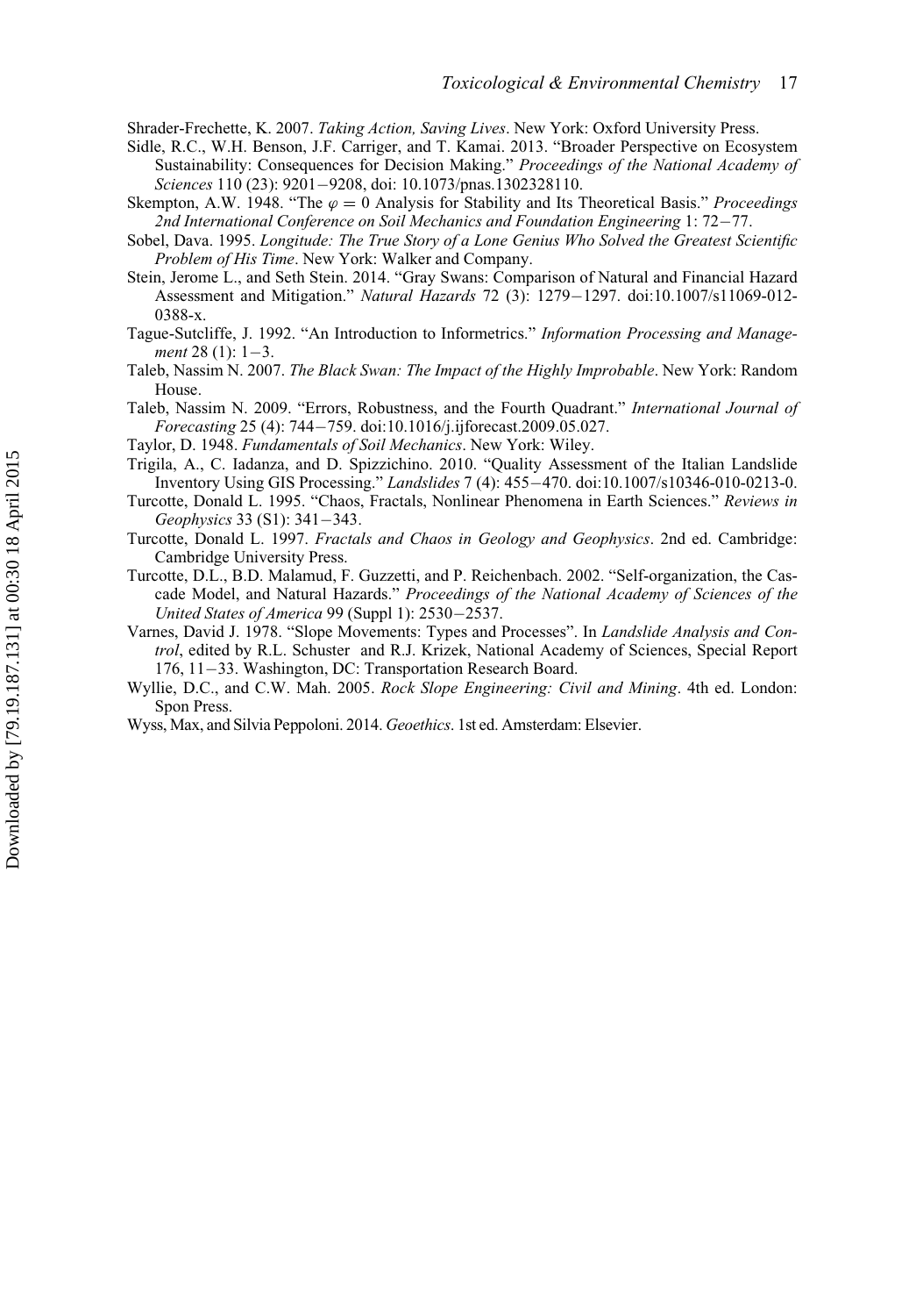Shrader-Frechette, K. 2007. *Taking Action, Saving Lives*. New York: Oxford University Press.

Sidle, R.C., W.H. Benson, J.F. Carriger, and T. Kamai. 2013. "Broader Perspective on Ecosystem Sustainability: Consequences for Decision Making." *Proceedings of the National Academy of Sciences* 110 (23): 9201−9208, doi: 10.1073/pnas.1302328110.

Skempton, A.W. 1948. "The $\varphi = 0$ Analysis for Stability and Its Theoretical Basis." *Proceedings 2nd International Conference on Soil Mechanics and Foundation Engineering* 1: 72−77.

Sobel, Dava. 1995. *Longitude: The True Story of a Lone Genius Who Solved the Greatest Scientific Problem of His Time*. New York: Walker and Company.

Stein, Jerome L., and Seth Stein. 2014. "Gray Swans: Comparison of Natural and Financial Hazard Assessment and Mitigation." *Natural Hazards* 72 (3): 1279−1297. doi:10.1007/s11069-012-0388-x.

Tague-Sutcliffe, J. 1992. "An Introduction to Informetrics." *Information Processing and Management* 28 (1): 1−3.

Taleb, Nassim N. 2007. *The Black Swan: The Impact of the Highly Improbable*. New York: Random House.

Taleb, Nassim N. 2009. "Errors, Robustness, and the Fourth Quadrant." *International Journal of Forecasting* 25 (4): 744−759. doi:10.1016/j.ijforecast.2009.05.027.

Taylor, D. 1948. *Fundamentals of Soil Mechanics*. New York: Wiley.

Trigila, A., C. Iadanza, and D. Spizzichino. 2010. "Quality Assessment of the Italian Landslide Inventory Using GIS Processing." *Landslides* 7 (4): 455−470. doi:10.1007/s10346-010-0213-0.

Turcotte, Donald L. 1995. "Chaos, Fractals, Nonlinear Phenomena in Earth Sciences." *Reviews in Geophysics* 33 (S1): 341−343.

Turcotte, Donald L. 1997. *Fractals and Chaos in Geology and Geophysics*. 2nd ed. Cambridge: Cambridge University Press.

Turcotte, D.L., B.D. Malamud, F. Guzzetti, and P. Reichenbach. 2002. "Self-organization, the Cascade Model, and Natural Hazards." *Proceedings of the National Academy of Sciences of the United States of America* 99 (Suppl 1): 2530−2537.

Varnes, David J. 1978. "Slope Movements: Types and Processes". In *Landslide Analysis and Control*, edited by R.L. Schuster and R.J. Krizek, National Academy of Sciences, Special Report 176, 11−33. Washington, DC: Transportation Research Board.

Wyllie, D.C., and C.W. Mah. 2005. *Rock Slope Engineering: Civil and Mining*. 4th ed. London: Spon Press.

Wyss, Max, and Silvia Peppoloni. 2014. *Geoethics*. 1st ed. Amsterdam: Elsevier.